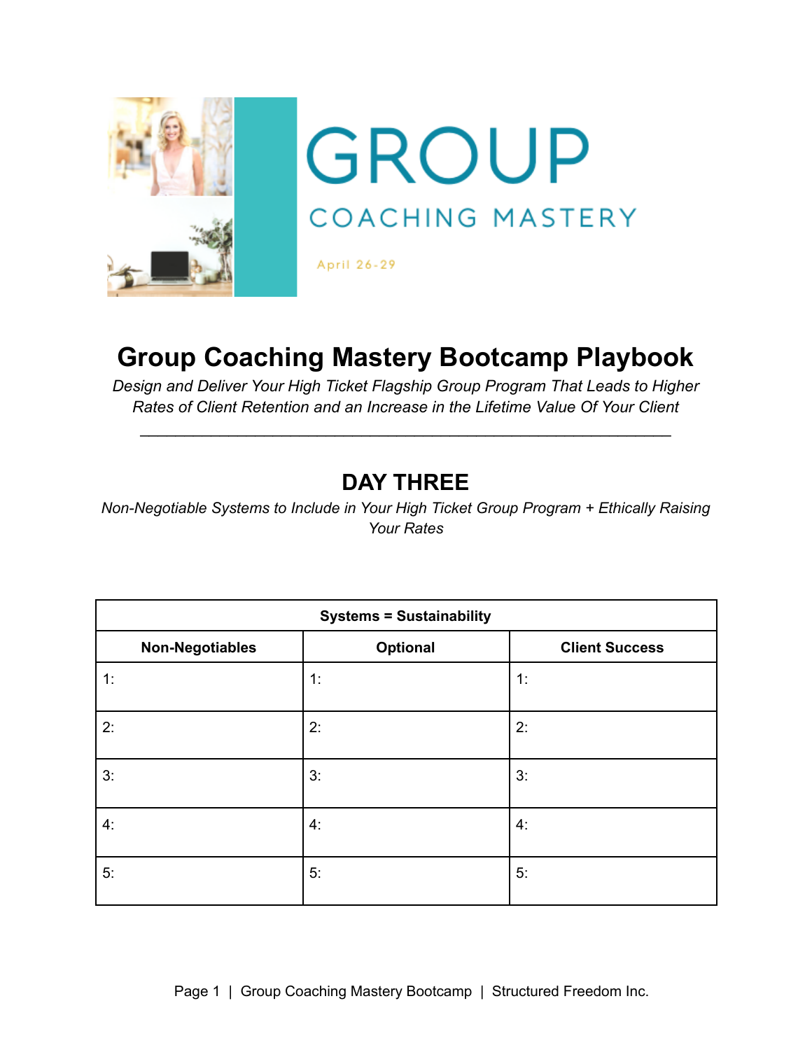GROUP

COACHING MASTERY

April 26-29

# Group Coaching Mastery Bootcamp Playbook

*Design and Deliver Your High Ticket Flagship Group Program That Leads to Higher Rates of Client Retention and an Increase in the Lifetime Value Of Your Client*

---

## DAY THREE

*Non-Negotiable Systems to Include in Your High Ticket Group Program + Ethically Raising Your Rates*

| Systems = Sustainability | | |
|---|---|---|
| **Non-Negotiables** | **Optional** | **Client Success** |
| 1: | 1: | 1: |
| 2: | 2: | 2: |
| 3: | 3: | 3: |
| 4: | 4: | 4: |
| 5: | 5: | 5: |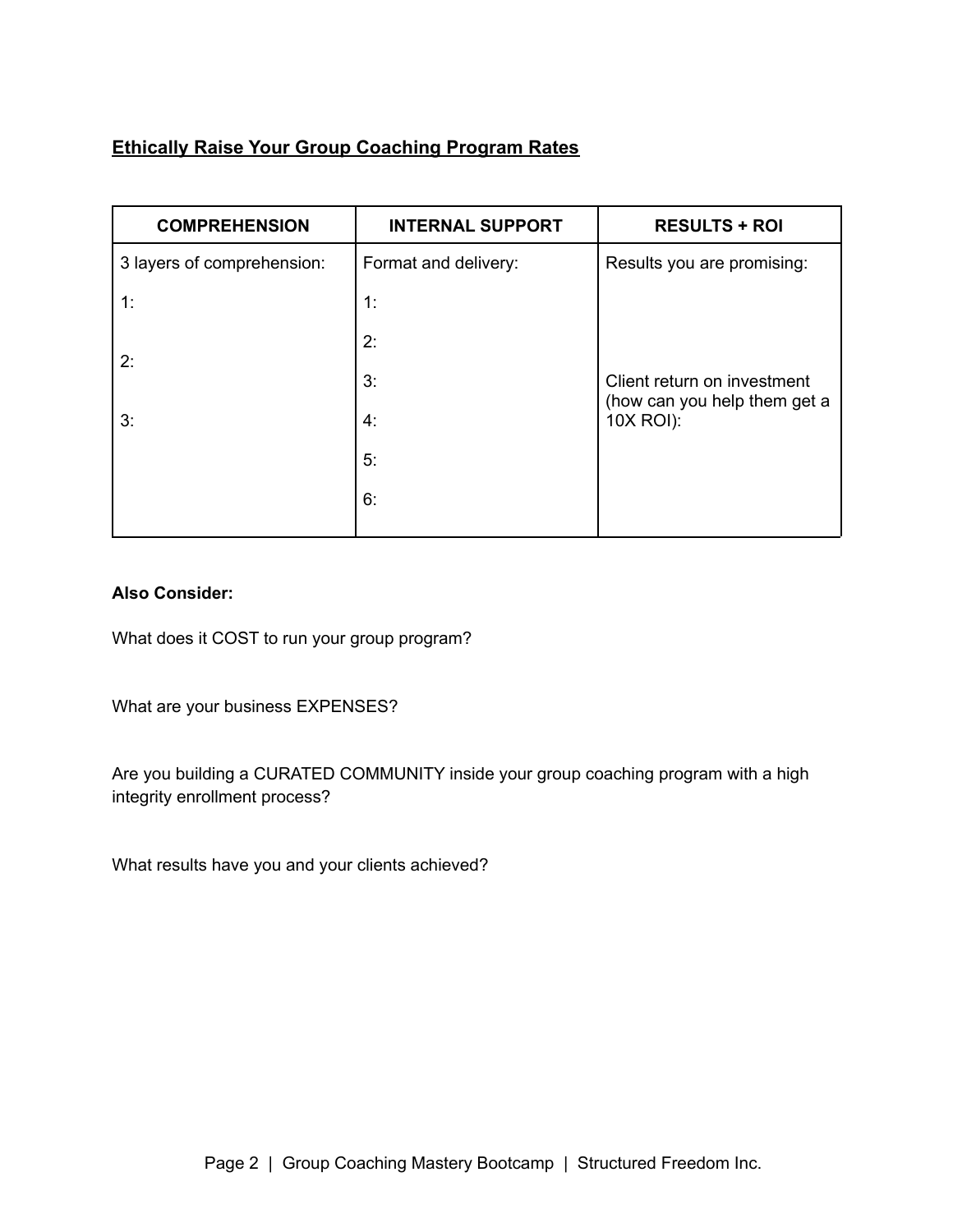**<u>Ethically Raise Your Group Coaching Program Rates</u>**

| COMPREHENSION | INTERNAL SUPPORT | RESULTS + ROI |
|---|---|---|
| 3 layers of comprehension:<br><br>1:<br><br>2:<br><br>3: | Format and delivery:<br><br>1:<br><br>2:<br><br>3:<br><br>4:<br><br>5:<br><br>6: | Results you are promising:<br><br>Client return on investment (how can you help them get a 10X ROI): |

**Also Consider:**

What does it COST to run your group program?

What are your business EXPENSES?

Are you building a CURATED COMMUNITY inside your group coaching program with a high integrity enrollment process?

What results have you and your clients achieved?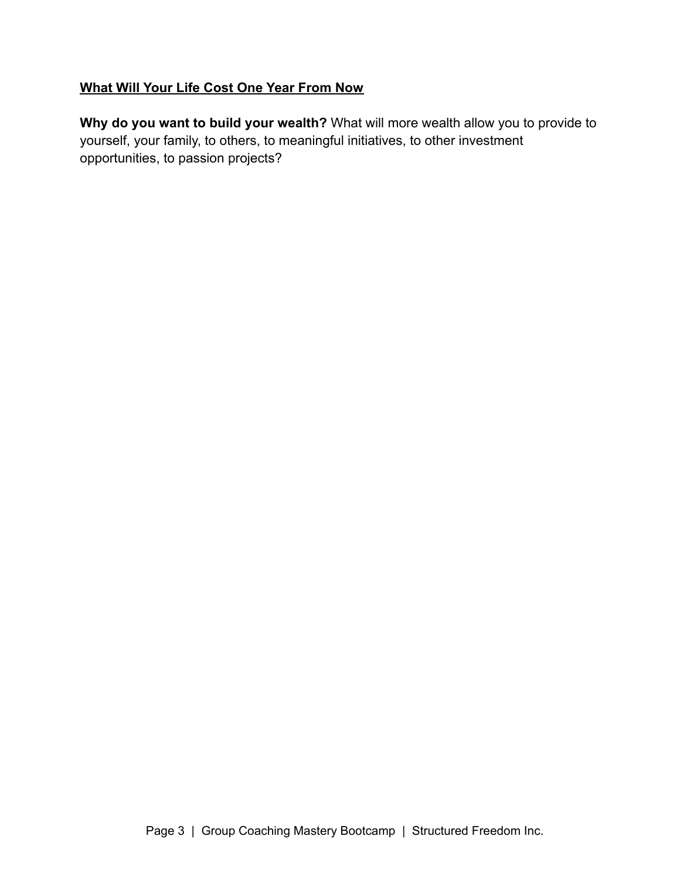## <u>What Will Your Life Cost One Year From Now</u>

**Why do you want to build your wealth?** What will more wealth allow you to provide to yourself, your family, to others, to meaningful initiatives, to other investment opportunities, to passion projects?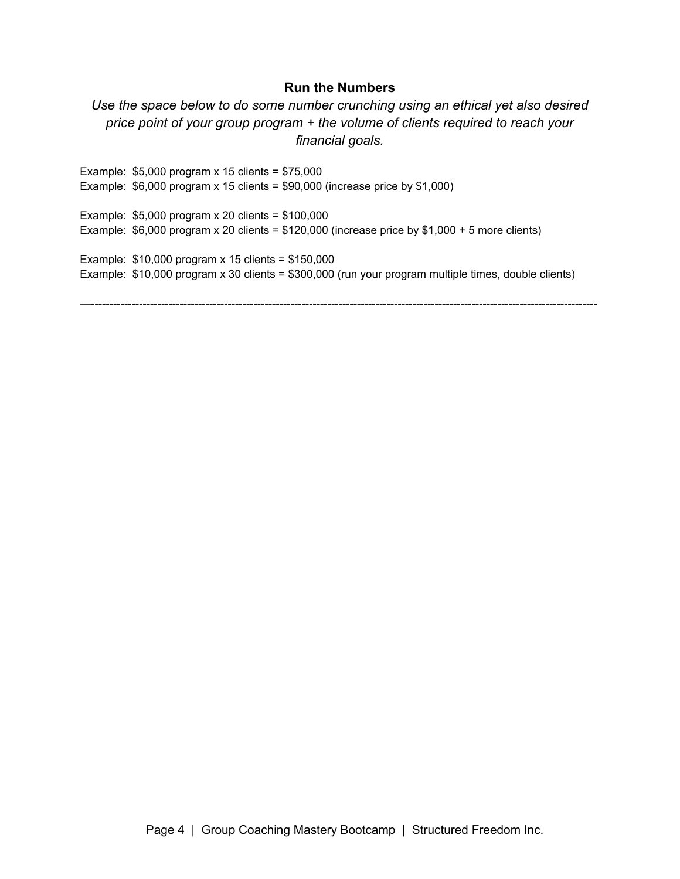**Run the Numbers**

*Use the space below to do some number crunching using an ethical yet also desired price point of your group program + the volume of clients required to reach your financial goals.*

Example: $5,000 program x 15 clients = $75,000
Example: $6,000 program x 15 clients = $90,000 (increase price by $1,000)

Example: $5,000 program x 20 clients = $100,000
Example: $6,000 program x 20 clients = $120,000 (increase price by $1,000 + 5 more clients)

Example: $10,000 program x 15 clients = $150,000
Example: $10,000 program x 30 clients = $300,000 (run your program multiple times, double clients)

---